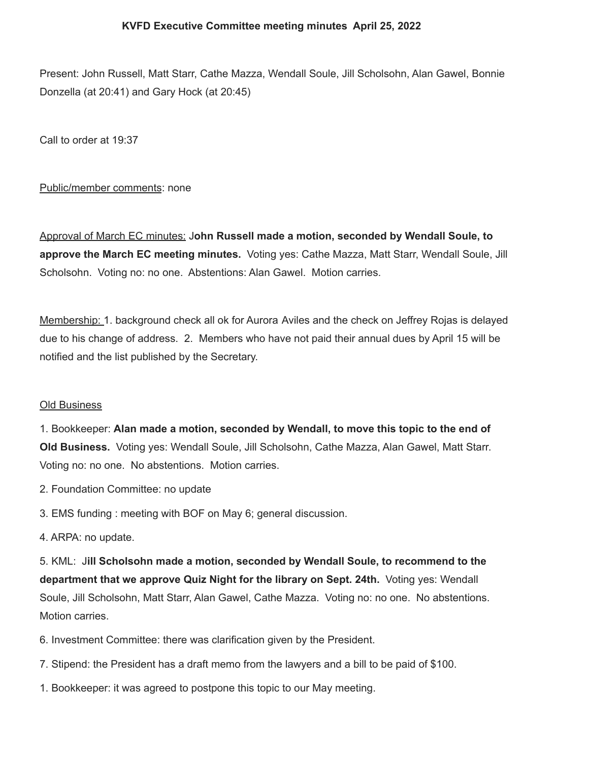**KVFD Executive Committee meeting minutes April 25, 2022**

Present: John Russell, Matt Starr, Cathe Mazza, Wendall Soule, Jill Scholsohn, Alan Gawel, Bonnie Donzella (at 20:41) and Gary Hock (at 20:45)

Call to order at 19:37

Public/member comments: none

Approval of March EC minutes: J**ohn Russell made a motion, seconded by Wendall Soule, to approve the March EC meeting minutes.** Voting yes: Cathe Mazza, Matt Starr, Wendall Soule, Jill Scholsohn. Voting no: no one. Abstentions: Alan Gawel. Motion carries.

Membership: 1. background check all ok for Aurora Aviles and the check on Jeffrey Rojas is delayed due to his change of address. 2. Members who have not paid their annual dues by April 15 will be notified and the list published by the Secretary.

Old Business

1. Bookkeeper: **Alan made a motion, seconded by Wendall, to move this topic to the end of Old Business.** Voting yes: Wendall Soule, Jill Scholsohn, Cathe Mazza, Alan Gawel, Matt Starr. Voting no: no one. No abstentions. Motion carries.

2. Foundation Committee: no update

3. EMS funding : meeting with BOF on May 6; general discussion.

4. ARPA: no update.

5. KML: J**ill Scholsohn made a motion, seconded by Wendall Soule, to recommend to the department that we approve Quiz Night for the library on Sept. 24th.** Voting yes: Wendall Soule, Jill Scholsohn, Matt Starr, Alan Gawel, Cathe Mazza. Voting no: no one. No abstentions. Motion carries.

6. Investment Committee: there was clarification given by the President.

7. Stipend: the President has a draft memo from the lawyers and a bill to be paid of $100.

1. Bookkeeper: it was agreed to postpone this topic to our May meeting.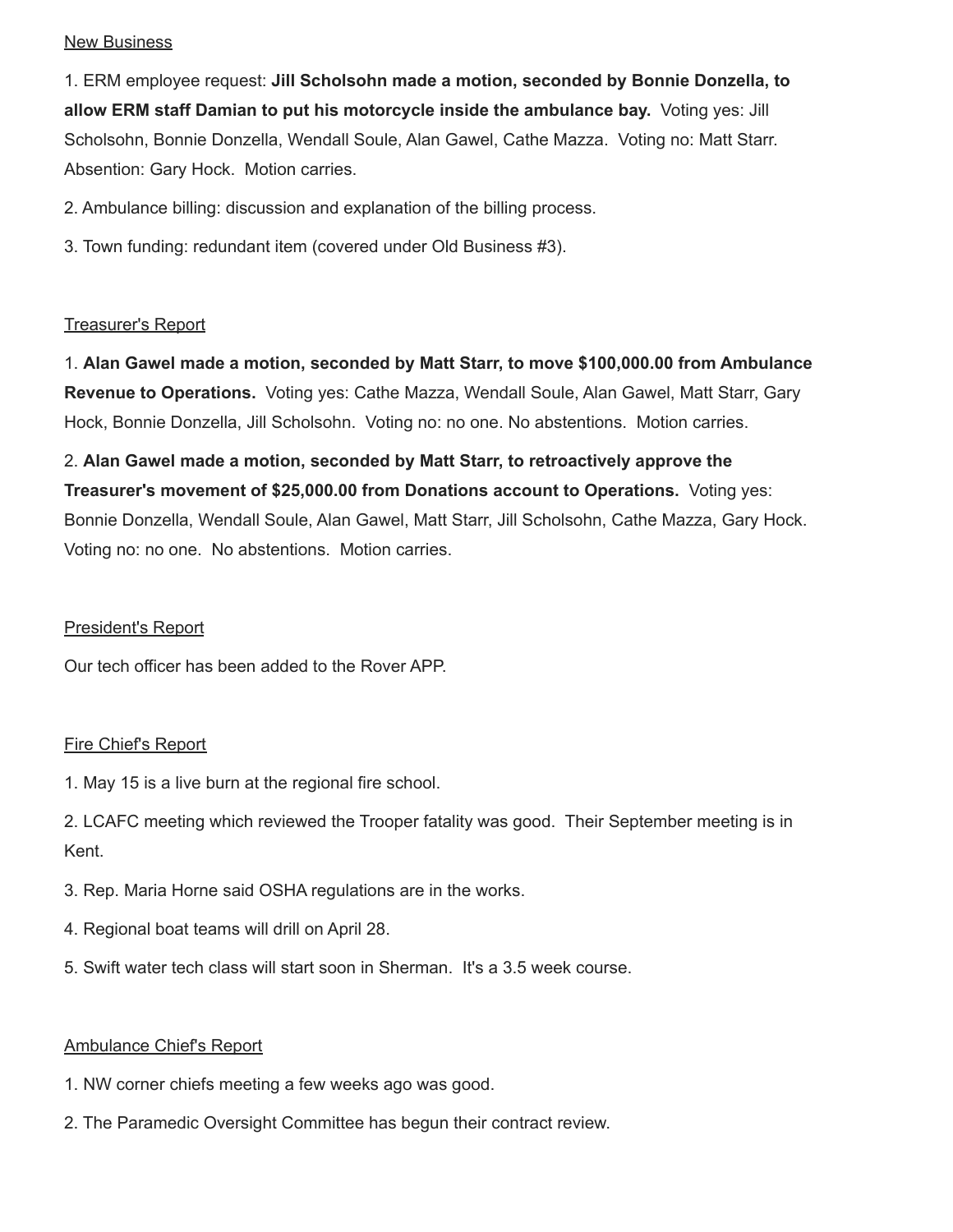<u>New Business</u>

1. ERM employee request: **Jill Scholsohn made a motion, seconded by Bonnie Donzella, to allow ERM staff Damian to put his motorcycle inside the ambulance bay.** Voting yes: Jill Scholsohn, Bonnie Donzella, Wendall Soule, Alan Gawel, Cathe Mazza. Voting no: Matt Starr. Absention: Gary Hock. Motion carries.

2. Ambulance billing: discussion and explanation of the billing process.

3. Town funding: redundant item (covered under Old Business #3).

<u>Treasurer's Report</u>

1. **Alan Gawel made a motion, seconded by Matt Starr, to move $100,000.00 from Ambulance Revenue to Operations.** Voting yes: Cathe Mazza, Wendall Soule, Alan Gawel, Matt Starr, Gary Hock, Bonnie Donzella, Jill Scholsohn. Voting no: no one. No abstentions. Motion carries.

2. **Alan Gawel made a motion, seconded by Matt Starr, to retroactively approve the Treasurer's movement of $25,000.00 from Donations account to Operations.** Voting yes: Bonnie Donzella, Wendall Soule, Alan Gawel, Matt Starr, Jill Scholsohn, Cathe Mazza, Gary Hock. Voting no: no one. No abstentions. Motion carries.

<u>President's Report</u>

Our tech officer has been added to the Rover APP.

<u>Fire Chief's Report</u>

1. May 15 is a live burn at the regional fire school.

2. LCAFC meeting which reviewed the Trooper fatality was good. Their September meeting is in Kent.

3. Rep. Maria Horne said OSHA regulations are in the works.

4. Regional boat teams will drill on April 28.

5. Swift water tech class will start soon in Sherman. It's a 3.5 week course.

<u>Ambulance Chief's Report</u>

1. NW corner chiefs meeting a few weeks ago was good.

2. The Paramedic Oversight Committee has begun their contract review.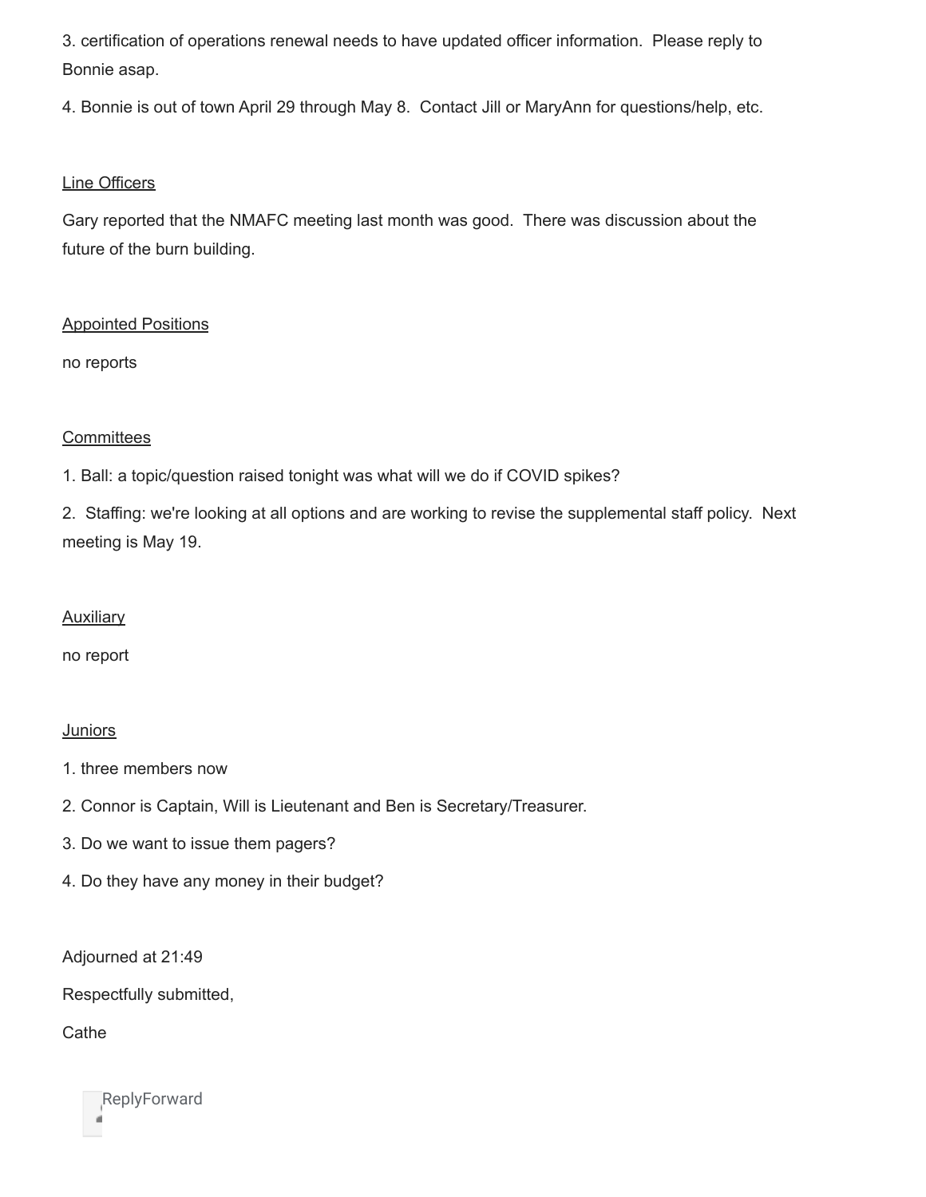3. certification of operations renewal needs to have updated officer information.  Please reply to Bonnie asap.

4. Bonnie is out of town April 29 through May 8.  Contact Jill or MaryAnn for questions/help, etc.

<u>Line Officers</u>

Gary reported that the NMAFC meeting last month was good.  There was discussion about the future of the burn building.

<u>Appointed Positions</u>

no reports

<u>Committees</u>

1. Ball: a topic/question raised tonight was what will we do if COVID spikes?

2. Staffing: we're looking at all options and are working to revise the supplemental staff policy.  Next meeting is May 19.

<u>Auxiliary</u>

no report

<u>Juniors</u>

1. three members now

2. Connor is Captain, Will is Lieutenant and Ben is Secretary/Treasurer.

3. Do we want to issue them pagers?

4. Do they have any money in their budget?

Adjourned at 21:49

Respectfully submitted,

Cathe

ReplyForward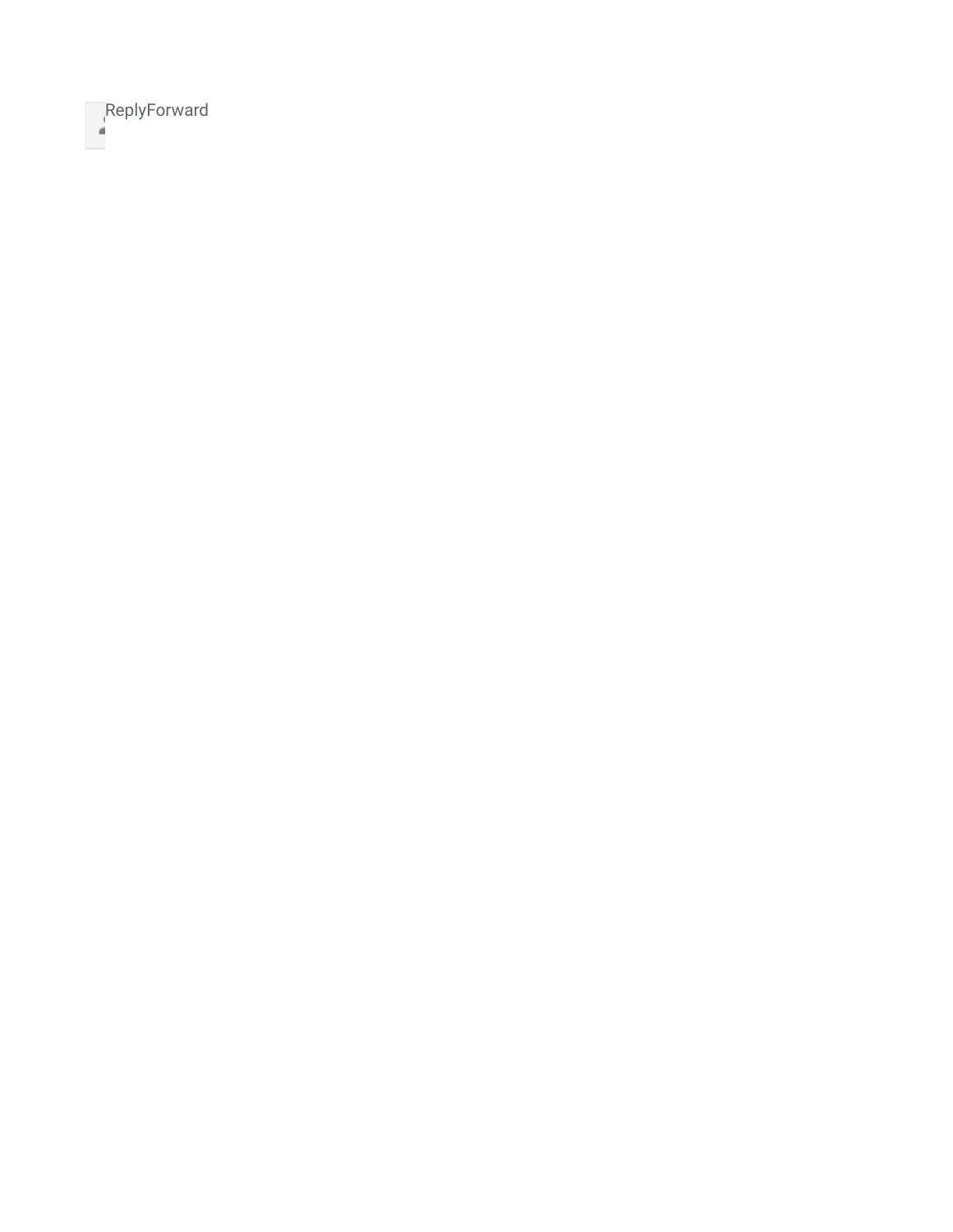ReplyForward